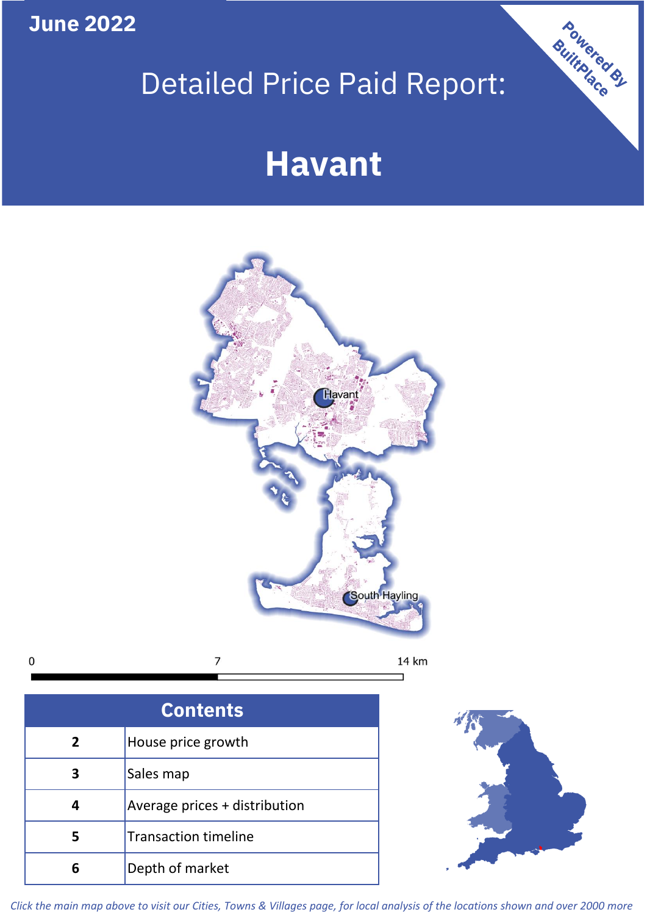June 2022

# Detailed Price Paid Report:

# Havant

Powered By BuiltPlace

Havant

South Hayling

0 7 14 km

| Contents | |
|---|---|
| 2 | House price growth |
| 3 | Sales map |
| 4 | Average prices + distribution |
| 5 | Transaction timeline |
| 6 | Depth of market |

*Click the main map above to visit our Cities, Towns & Villages page, for local analysis of the locations shown and over 2000 more*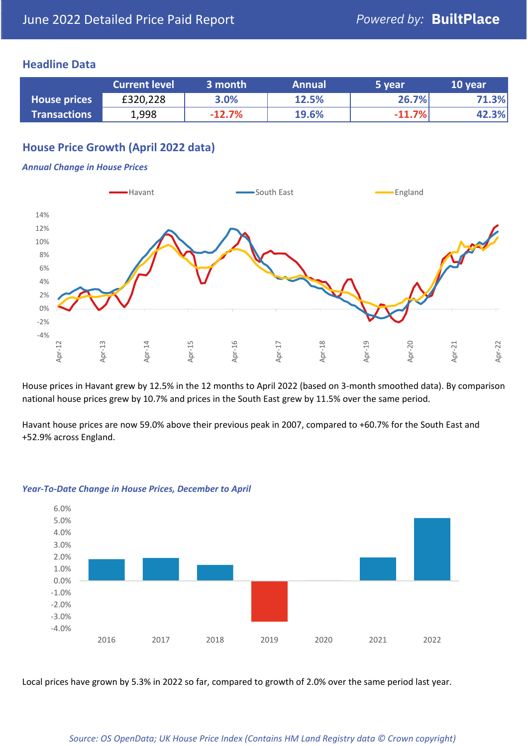# June 2022 Detailed Price Paid Report

Powered by: **BuiltPlace**

## Headline Data

| | Current level | 3 month | Annual | 5 year | 10 year |
|---|---|---|---|---|---|
| **House prices** | £320,228 | 3.0% | 12.5% | 26.7% | 71.3% |
| **Transactions** | 1,998 | -12.7% | 19.6% | -11.7% | 42.3% |

## House Price Growth (April 2022 data)

***Annual Change in House Prices***

House prices in Havant grew by 12.5% in the 12 months to April 2022 (based on 3-month smoothed data). By comparison national house prices grew by 10.7% and prices in the South East grew by 11.5% over the same period.

Havant house prices are now 59.0% above their previous peak in 2007, compared to +60.7% for the South East and +52.9% across England.

***Year-To-Date Change in House Prices, December to April***

Local prices have grown by 5.3% in 2022 so far, compared to growth of 2.0% over the same period last year.

*Source: OS OpenData; UK House Price Index (Contains HM Land Registry data © Crown copyright)*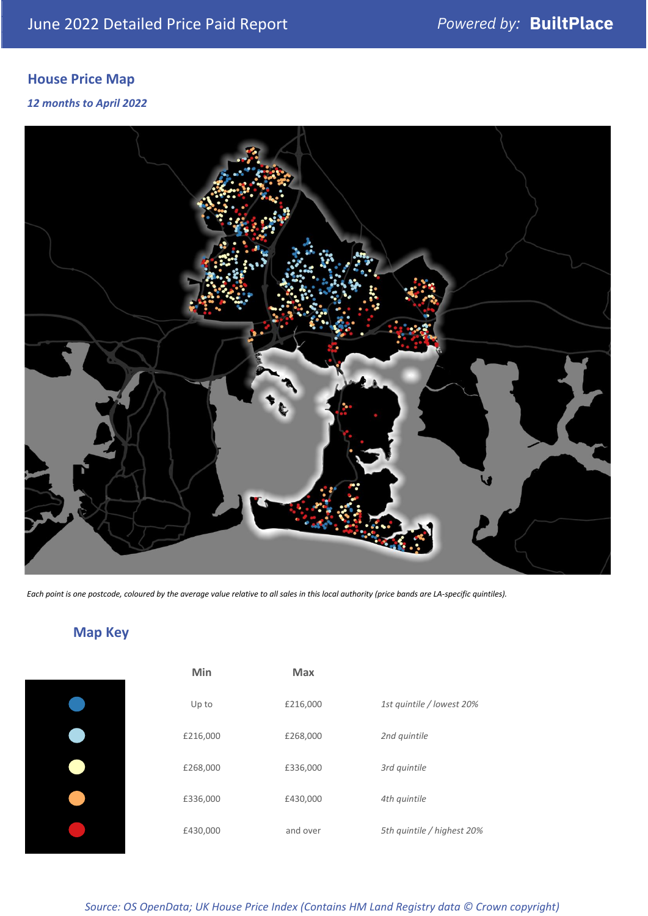## House Price Map

*12 months to April 2022*

*Each point is one postcode, coloured by the average value relative to all sales in this local authority (price bands are LA-specific quintiles).*

## Map Key

| | Min | Max | |
|---|---|---|---|
| | Up to | £216,000 | *1st quintile / lowest 20%* |
| | £216,000 | £268,000 | *2nd quintile* |
| | £268,000 | £336,000 | *3rd quintile* |
| | £336,000 | £430,000 | *4th quintile* |
| | £430,000 | and over | *5th quintile / highest 20%* |

*Source: OS OpenData; UK House Price Index (Contains HM Land Registry data © Crown copyright)*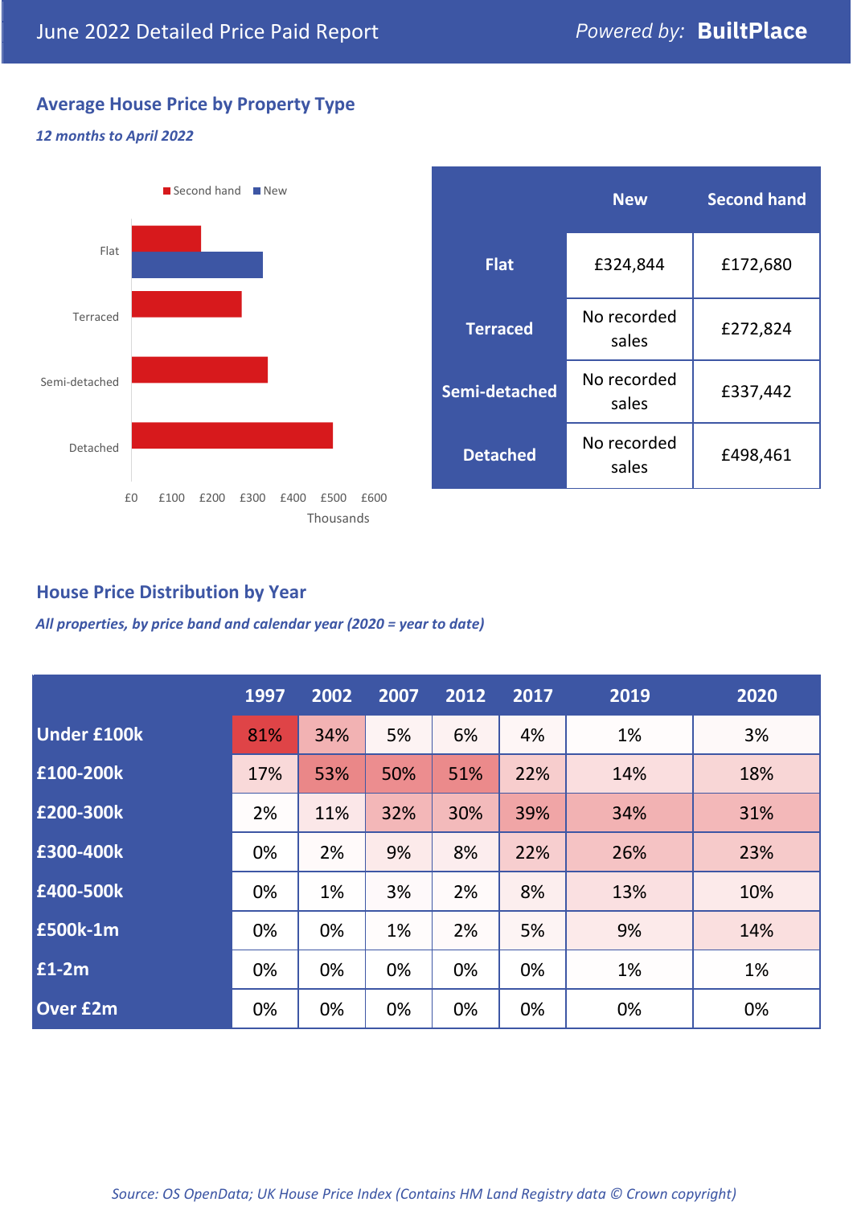June 2022 Detailed Price Paid Report — Powered by: **BuiltPlace**

## Average House Price by Property Type

*12 months to April 2022*

| | New | Second hand |
|---|---|---|
| **Flat** | £324,844 | £172,680 |
| **Terraced** | No recorded sales | £272,824 |
| **Semi-detached** | No recorded sales | £337,442 |
| **Detached** | No recorded sales | £498,461 |

## House Price Distribution by Year

*All properties, by price band and calendar year (2020 = year to date)*

| | 1997 | 2002 | 2007 | 2012 | 2017 | 2019 | 2020 |
|---|---|---|---|---|---|---|---|
| **Under £100k** | 81% | 34% | 5% | 6% | 4% | 1% | 3% |
| **£100-200k** | 17% | 53% | 50% | 51% | 22% | 14% | 18% |
| **£200-300k** | 2% | 11% | 32% | 30% | 39% | 34% | 31% |
| **£300-400k** | 0% | 2% | 9% | 8% | 22% | 26% | 23% |
| **£400-500k** | 0% | 1% | 3% | 2% | 8% | 13% | 10% |
| **£500k-1m** | 0% | 0% | 1% | 2% | 5% | 9% | 14% |
| **£1-2m** | 0% | 0% | 0% | 0% | 0% | 1% | 1% |
| **Over £2m** | 0% | 0% | 0% | 0% | 0% | 0% | 0% |

*Source: OS OpenData; UK House Price Index (Contains HM Land Registry data © Crown copyright)*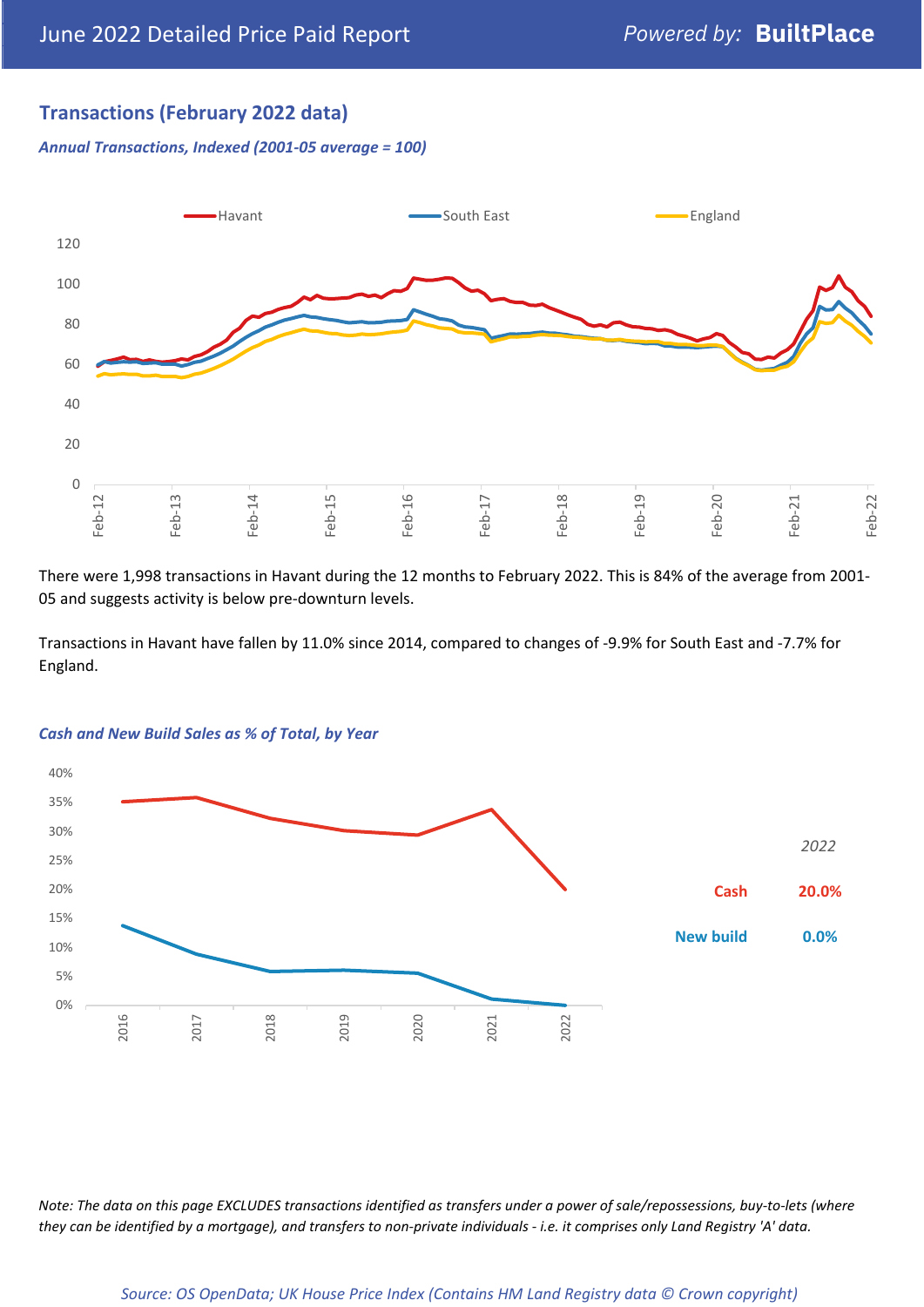## Transactions (February 2022 data)

***Annual Transactions, Indexed (2001-05 average = 100)***

There were 1,998 transactions in Havant during the 12 months to February 2022. This is 84% of the average from 2001-05 and suggests activity is below pre-downturn levels.

Transactions in Havant have fallen by 11.0% since 2014, compared to changes of -9.9% for South East and -7.7% for England.

***Cash and New Build Sales as % of Total, by Year***

| | 2022 |
|---|---|
| Cash | 20.0% |
| New build | 0.0% |

*Note: The data on this page EXCLUDES transactions identified as transfers under a power of sale/repossessions, buy-to-lets (where they can be identified by a mortgage), and transfers to non-private individuals - i.e. it comprises only Land Registry 'A' data.*

*Source: OS OpenData; UK House Price Index (Contains HM Land Registry data © Crown copyright)*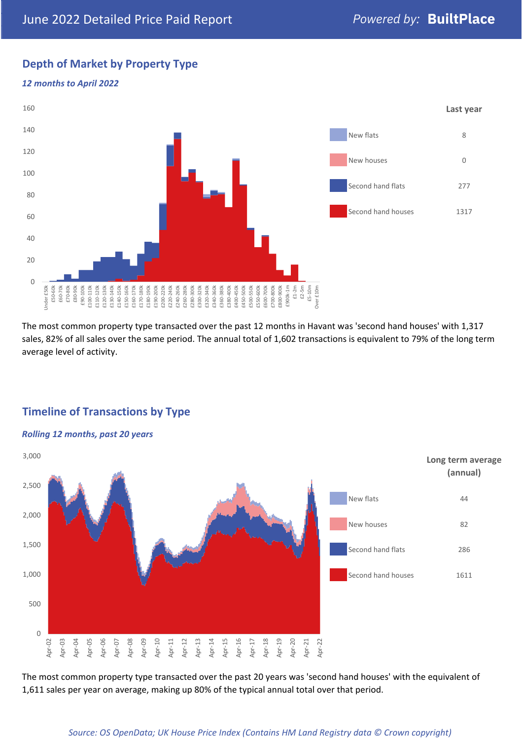# June 2022 Detailed Price Paid Report

Powered by: **BuiltPlace**

## Depth of Market by Property Type

*12 months to April 2022*

Last year

New flats 8

New houses 0

Second hand flats 277

Second hand houses 1317

0 20 40 60 80 100 120 140 160

Under £50k, £50-60k, £60-70k, £70-80k, £80-90k, £90-100k, £100-110k, £110-120k, £120-130k, £130-140k, £140-150k, £150-160k, £160-170k, £170-180k, £180-190k, £190-200k, £200-220k, £220-240k, £240-260k, £260-280k, £280-300k, £300-320k, £320-340k, £340-360k, £360-380k, £380-400k, £400-450k, £450-500k, £500-550k, £550-600k, £600-700k, £700-800k, £800-900k, £900k-1m, £1-2m, £2-5m, £5-10m, Over £10m

The most common property type transacted over the past 12 months in Havant was 'second hand houses' with 1,317 sales, 82% of all sales over the same period. The annual total of 1,602 transactions is equivalent to 79% of the long term average level of activity.

## Timeline of Transactions by Type

*Rolling 12 months, past 20 years*

Long term average (annual)

New flats 44

New houses 82

Second hand flats 286

Second hand houses 1611

0 500 1,000 1,500 2,000 2,500 3,000

Apr-02, Apr-03, Apr-04, Apr-05, Apr-06, Apr-07, Apr-08, Apr-09, Apr-10, Apr-11, Apr-12, Apr-13, Apr-14, Apr-15, Apr-16, Apr-17, Apr-18, Apr-19, Apr-20, Apr-21, Apr-22

The most common property type transacted over the past 20 years was 'second hand houses' with the equivalent of 1,611 sales per year on average, making up 80% of the typical annual total over that period.

*Source: OS OpenData; UK House Price Index (Contains HM Land Registry data © Crown copyright)*